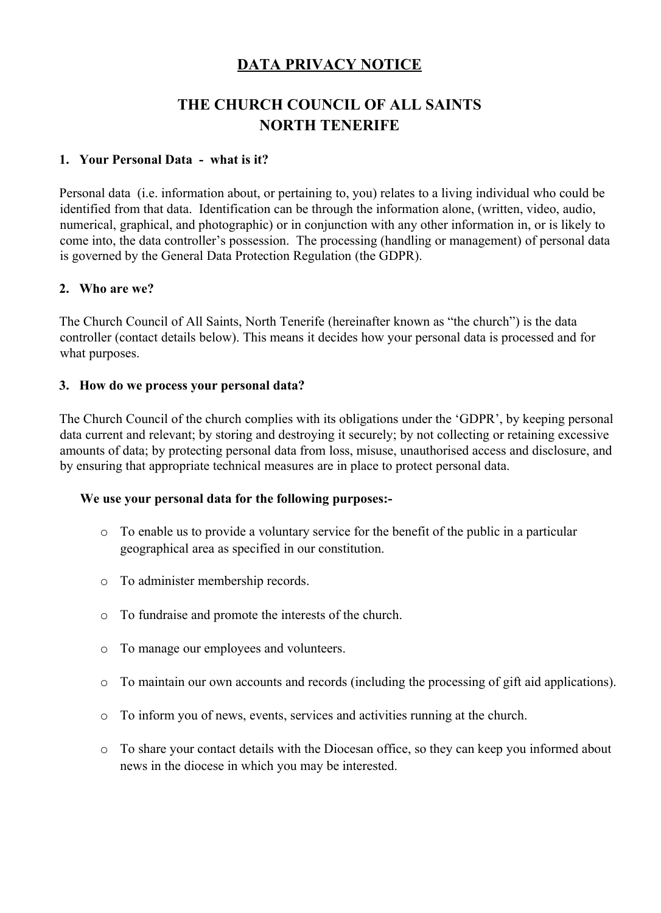# DATA PRIVACY NOTICE

## THE CHURCH COUNCIL OF ALL SAINTS NORTH TENERIFE

### 1. Your Personal Data - what is it?

Personal data (i.e. information about, or pertaining to, you) relates to a living individual who could be identified from that data. Identification can be through the information alone, (written, video, audio, numerical, graphical, and photographic) or in conjunction with any other information in, or is likely to come into, the data controller's possession. The processing (handling or management) of personal data is governed by the General Data Protection Regulation (the GDPR).

### 2. Who are we?

The Church Council of All Saints, North Tenerife (hereinafter known as "the church") is the data controller (contact details below). This means it decides how your personal data is processed and for what purposes.

### 3. How do we process your personal data?

The Church Council of the church complies with its obligations under the 'GDPR', by keeping personal data current and relevant; by storing and destroying it securely; by not collecting or retaining excessive amounts of data; by protecting personal data from loss, misuse, unauthorised access and disclosure, and by ensuring that appropriate technical measures are in place to protect personal data.

**We use your personal data for the following purposes:-**

- To enable us to provide a voluntary service for the benefit of the public in a particular geographical area as specified in our constitution.
- To administer membership records.
- To fundraise and promote the interests of the church.
- To manage our employees and volunteers.
- To maintain our own accounts and records (including the processing of gift aid applications).
- To inform you of news, events, services and activities running at the church.
- To share your contact details with the Diocesan office, so they can keep you informed about news in the diocese in which you may be interested.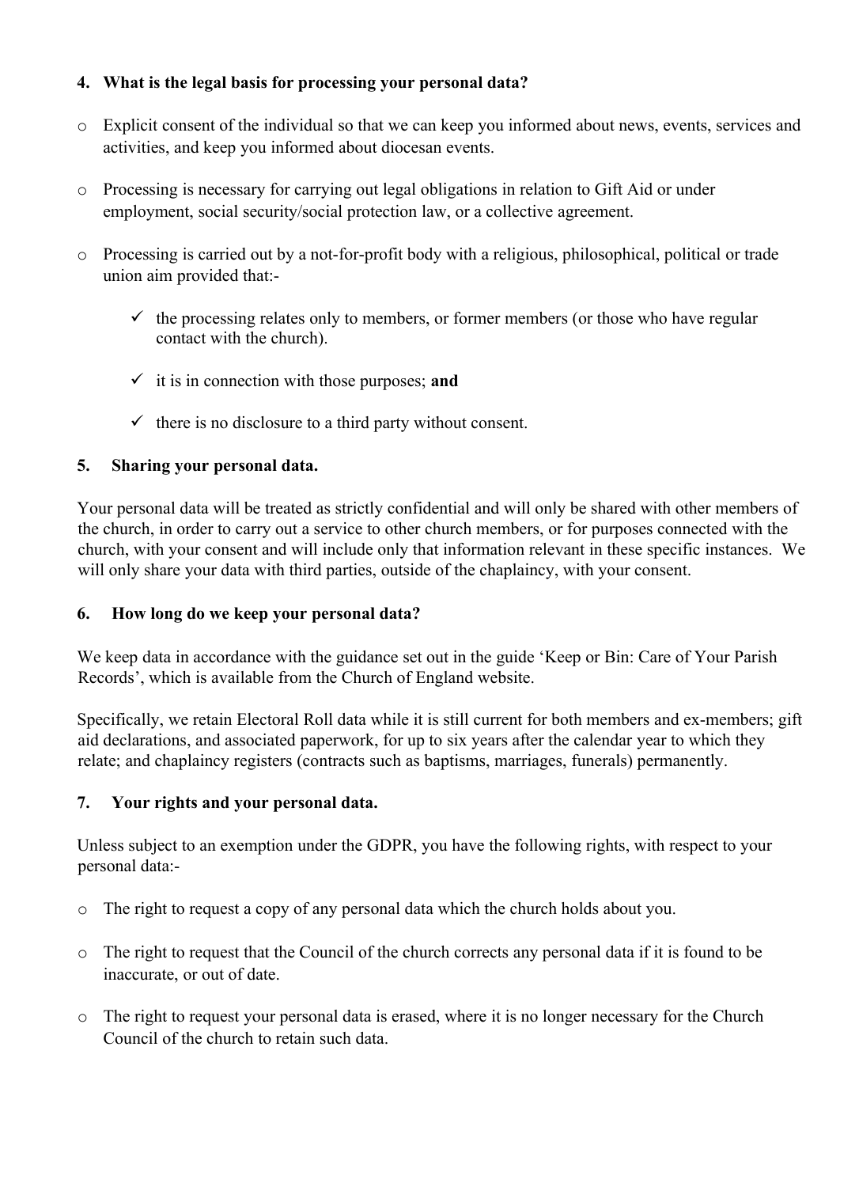## 4. What is the legal basis for processing your personal data?

- Explicit consent of the individual so that we can keep you informed about news, events, services and activities, and keep you informed about diocesan events.
- Processing is necessary for carrying out legal obligations in relation to Gift Aid or under employment, social security/social protection law, or a collective agreement.
- Processing is carried out by a not-for-profit body with a religious, philosophical, political or trade union aim provided that:-
  - ✓ the processing relates only to members, or former members (or those who have regular contact with the church).
  - ✓ it is in connection with those purposes; **and**
  - ✓ there is no disclosure to a third party without consent.

## 5. Sharing your personal data.

Your personal data will be treated as strictly confidential and will only be shared with other members of the church, in order to carry out a service to other church members, or for purposes connected with the church, with your consent and will include only that information relevant in these specific instances. We will only share your data with third parties, outside of the chaplaincy, with your consent.

## 6. How long do we keep your personal data?

We keep data in accordance with the guidance set out in the guide 'Keep or Bin: Care of Your Parish Records', which is available from the Church of England website.

Specifically, we retain Electoral Roll data while it is still current for both members and ex-members; gift aid declarations, and associated paperwork, for up to six years after the calendar year to which they relate; and chaplaincy registers (contracts such as baptisms, marriages, funerals) permanently.

## 7. Your rights and your personal data.

Unless subject to an exemption under the GDPR, you have the following rights, with respect to your personal data:-

- The right to request a copy of any personal data which the church holds about you.
- The right to request that the Council of the church corrects any personal data if it is found to be inaccurate, or out of date.
- The right to request your personal data is erased, where it is no longer necessary for the Church Council of the church to retain such data.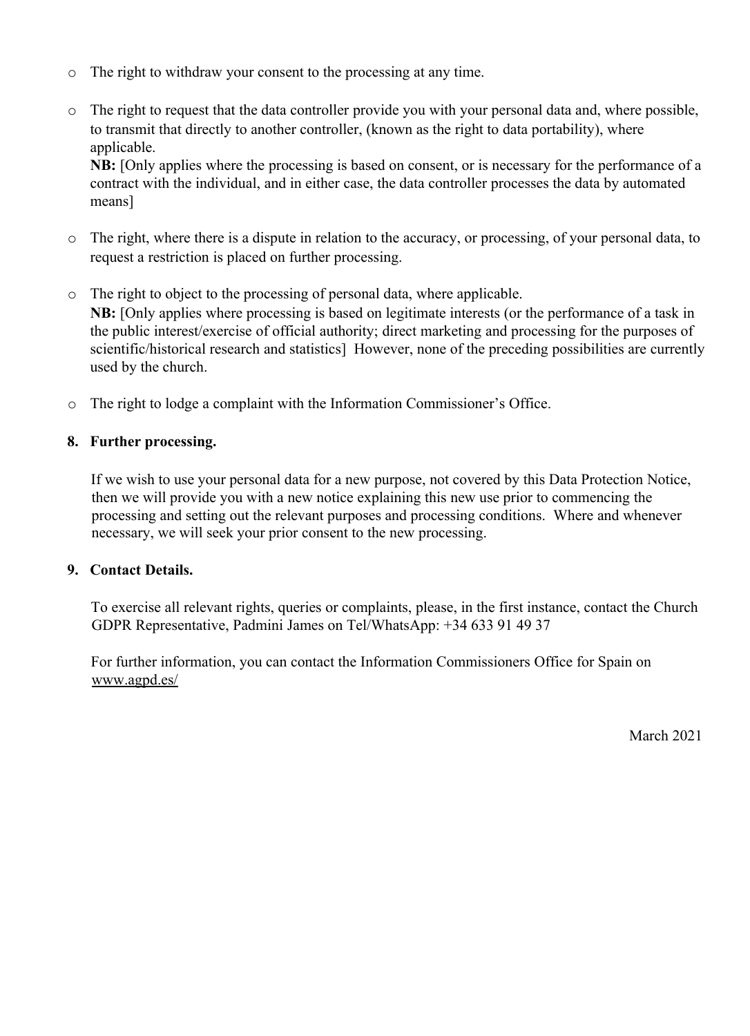- The right to withdraw your consent to the processing at any time.

- The right to request that the data controller provide you with your personal data and, where possible, to transmit that directly to another controller, (known as the right to data portability), where applicable.
  **NB:** [Only applies where the processing is based on consent, or is necessary for the performance of a contract with the individual, and in either case, the data controller processes the data by automated means]

- The right, where there is a dispute in relation to the accuracy, or processing, of your personal data, to request a restriction is placed on further processing.

- The right to object to the processing of personal data, where applicable.
  **NB:** [Only applies where processing is based on legitimate interests (or the performance of a task in the public interest/exercise of official authority; direct marketing and processing for the purposes of scientific/historical research and statistics] However, none of the preceding possibilities are currently used by the church.

- The right to lodge a complaint with the Information Commissioner's Office.

**8. Further processing.**

If we wish to use your personal data for a new purpose, not covered by this Data Protection Notice, then we will provide you with a new notice explaining this new use prior to commencing the processing and setting out the relevant purposes and processing conditions. Where and whenever necessary, we will seek your prior consent to the new processing.

**9. Contact Details.**

To exercise all relevant rights, queries or complaints, please, in the first instance, contact the Church GDPR Representative, Padmini James on Tel/WhatsApp: +34 633 91 49 37

For further information, you can contact the Information Commissioners Office for Spain on www.agpd.es/

March 2021